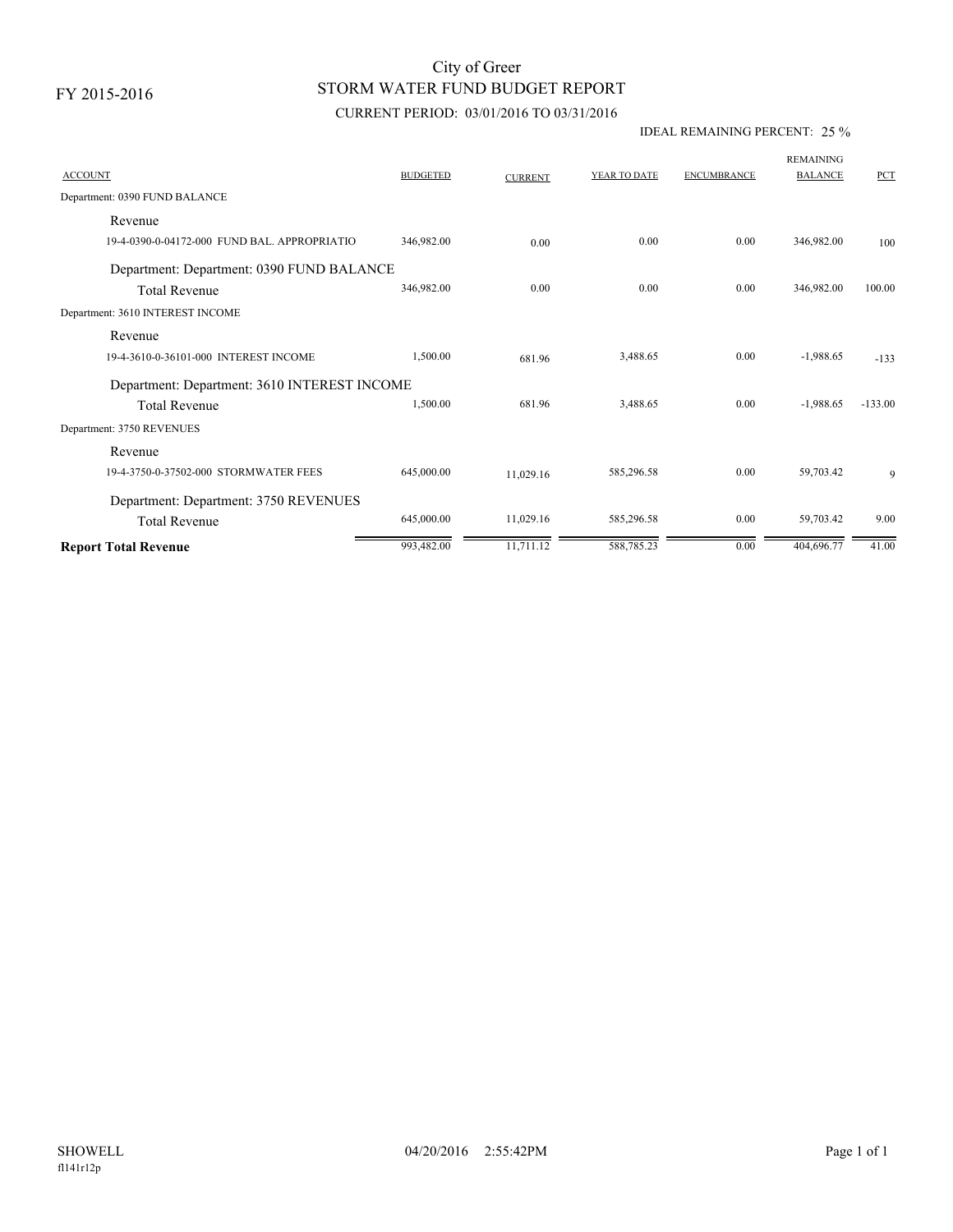FY 2015-2016

# City of Greer
## STORM WATER FUND BUDGET REPORT
### CURRENT PERIOD: 03/01/2016 TO 03/31/2016

IDEAL REMAINING PERCENT: 25 %

| ACCOUNT | BUDGETED | CURRENT | YEAR TO DATE | ENCUMBRANCE | REMAINING BALANCE | PCT |
|---|---|---|---|---|---|---|
| Department: 0390 FUND BALANCE | | | | | | |
| Revenue | | | | | | |
| 19-4-0390-0-04172-000 FUND BAL. APPROPRIATIO | 346,982.00 | 0.00 | 0.00 | 0.00 | 346,982.00 | 100 |
| Department: Department: 0390 FUND BALANCE | | | | | | |
| Total Revenue | 346,982.00 | 0.00 | 0.00 | 0.00 | 346,982.00 | 100.00 |
| Department: 3610 INTEREST INCOME | | | | | | |
| Revenue | | | | | | |
| 19-4-3610-0-36101-000 INTEREST INCOME | 1,500.00 | 681.96 | 3,488.65 | 0.00 | -1,988.65 | -133 |
| Department: Department: 3610 INTEREST INCOME | | | | | | |
| Total Revenue | 1,500.00 | 681.96 | 3,488.65 | 0.00 | -1,988.65 | -133.00 |
| Department: 3750 REVENUES | | | | | | |
| Revenue | | | | | | |
| 19-4-3750-0-37502-000 STORMWATER FEES | 645,000.00 | 11,029.16 | 585,296.58 | 0.00 | 59,703.42 | 9 |
| Department: Department: 3750 REVENUES | | | | | | |
| Total Revenue | 645,000.00 | 11,029.16 | 585,296.58 | 0.00 | 59,703.42 | 9.00 |
| **Report Total Revenue** | 993,482.00 | 11,711.12 | 588,785.23 | 0.00 | 404,696.77 | 41.00 |

SHOWELL 04/20/2016 2:55:42PM

fl141r12p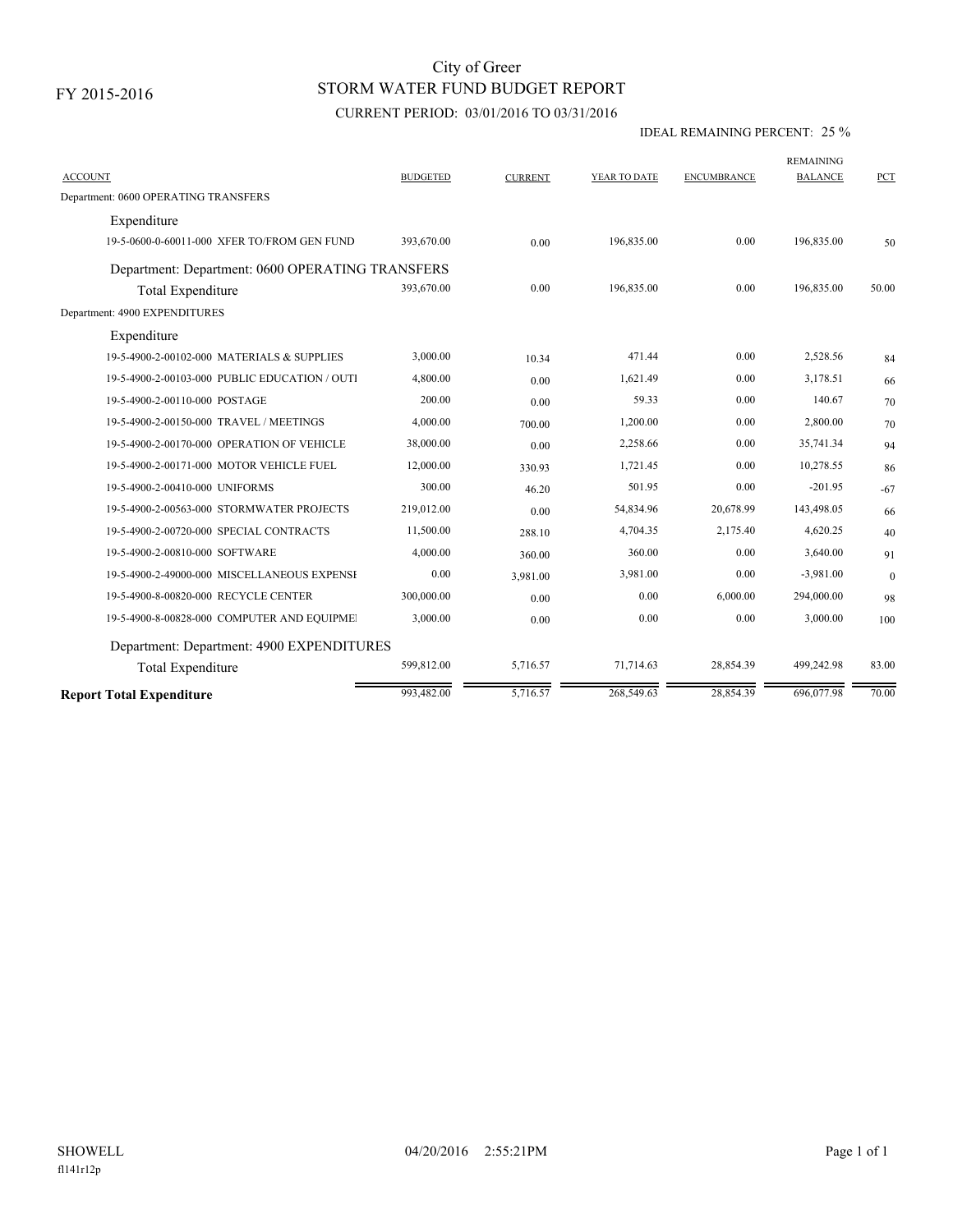FY 2015-2016

# City of Greer
## STORM WATER FUND BUDGET REPORT

CURRENT PERIOD: 03/01/2016 TO 03/31/2016

IDEAL REMAINING PERCENT: 25 %

| ACCOUNT | BUDGETED | CURRENT | YEAR TO DATE | ENCUMBRANCE | REMAINING BALANCE | PCT |
|---|---|---|---|---|---|---|
| Department: 0600 OPERATING TRANSFERS | | | | | | |
| Expenditure | | | | | | |
| 19-5-0600-0-60011-000 XFER TO/FROM GEN FUND | 393,670.00 | 0.00 | 196,835.00 | 0.00 | 196,835.00 | 50 |
| Department: Department: 0600 OPERATING TRANSFERS | | | | | | |
| Total Expenditure | 393,670.00 | 0.00 | 196,835.00 | 0.00 | 196,835.00 | 50.00 |
| Department: 4900 EXPENDITURES | | | | | | |
| Expenditure | | | | | | |
| 19-5-4900-2-00102-000 MATERIALS & SUPPLIES | 3,000.00 | 10.34 | 471.44 | 0.00 | 2,528.56 | 84 |
| 19-5-4900-2-00103-000 PUBLIC EDUCATION / OUTI | 4,800.00 | 0.00 | 1,621.49 | 0.00 | 3,178.51 | 66 |
| 19-5-4900-2-00110-000 POSTAGE | 200.00 | 0.00 | 59.33 | 0.00 | 140.67 | 70 |
| 19-5-4900-2-00150-000 TRAVEL / MEETINGS | 4,000.00 | 700.00 | 1,200.00 | 0.00 | 2,800.00 | 70 |
| 19-5-4900-2-00170-000 OPERATION OF VEHICLE | 38,000.00 | 0.00 | 2,258.66 | 0.00 | 35,741.34 | 94 |
| 19-5-4900-2-00171-000 MOTOR VEHICLE FUEL | 12,000.00 | 330.93 | 1,721.45 | 0.00 | 10,278.55 | 86 |
| 19-5-4900-2-00410-000 UNIFORMS | 300.00 | 46.20 | 501.95 | 0.00 | -201.95 | -67 |
| 19-5-4900-2-00563-000 STORMWATER PROJECTS | 219,012.00 | 0.00 | 54,834.96 | 20,678.99 | 143,498.05 | 66 |
| 19-5-4900-2-00720-000 SPECIAL CONTRACTS | 11,500.00 | 288.10 | 4,704.35 | 2,175.40 | 4,620.25 | 40 |
| 19-5-4900-2-00810-000 SOFTWARE | 4,000.00 | 360.00 | 360.00 | 0.00 | 3,640.00 | 91 |
| 19-5-4900-2-49000-000 MISCELLANEOUS EXPENSI | 0.00 | 3,981.00 | 3,981.00 | 0.00 | -3,981.00 | 0 |
| 19-5-4900-8-00820-000 RECYCLE CENTER | 300,000.00 | 0.00 | 0.00 | 6,000.00 | 294,000.00 | 98 |
| 19-5-4900-8-00828-000 COMPUTER AND EQUIPMEI | 3,000.00 | 0.00 | 0.00 | 0.00 | 3,000.00 | 100 |
| Department: Department: 4900 EXPENDITURES | | | | | | |
| Total Expenditure | 599,812.00 | 5,716.57 | 71,714.63 | 28,854.39 | 499,242.98 | 83.00 |
| **Report Total Expenditure** | 993,482.00 | 5,716.57 | 268,549.63 | 28,854.39 | 696,077.98 | 70.00 |

SHOWELL 04/20/2016 2:55:21PM

fl141r12p